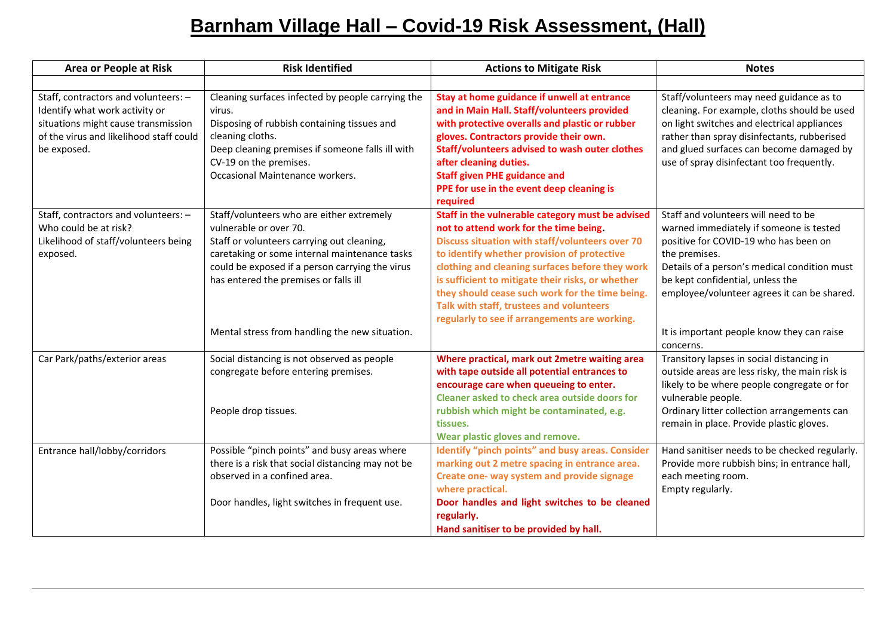# Barnham Village Hall – Covid-19 Risk Assessment, (Hall)

| Area or People at Risk | Risk Identified | Actions to Mitigate Risk | Notes |
|---|---|---|---|
| | | | |
| Staff, contractors and volunteers: – Identify what work activity or situations might cause transmission of the virus and likelihood staff could be exposed. | Cleaning surfaces infected by people carrying the virus.<br>Disposing of rubbish containing tissues and cleaning cloths.<br>Deep cleaning premises if someone falls ill with CV-19 on the premises.<br>Occasional Maintenance workers. | **Stay at home guidance if unwell at entrance and in Main Hall. Staff/volunteers provided with protective overalls and plastic or rubber gloves. Contractors provide their own. Staff/volunteers advised to wash outer clothes after cleaning duties.**<br>**Staff given PHE guidance and PPE for use in the event deep cleaning is required** | Staff/volunteers may need guidance as to cleaning. For example, cloths should be used on light switches and electrical appliances rather than spray disinfectants, rubberised and glued surfaces can become damaged by use of spray disinfectant too frequently. |
| Staff, contractors and volunteers: – Who could be at risk?<br>Likelihood of staff/volunteers being exposed. | Staff/volunteers who are either extremely vulnerable or over 70.<br>Staff or volunteers carrying out cleaning, caretaking or some internal maintenance tasks could be exposed if a person carrying the virus has entered the premises or falls ill<br><br>Mental stress from handling the new situation. | **Staff in the vulnerable category must be advised not to attend work for the time being.**<br>**Discuss situation with staff/volunteers over 70 to identify whether provision of protective clothing and cleaning surfaces before they work is sufficient to mitigate their risks, or whether they should cease such work for the time being. Talk with staff, trustees and volunteers regularly to see if arrangements are working.** | Staff and volunteers will need to be warned immediately if someone is tested positive for COVID-19 who has been on the premises.<br>Details of a person's medical condition must be kept confidential, unless the employee/volunteer agrees it can be shared.<br><br>It is important people know they can raise concerns. |
| Car Park/paths/exterior areas | Social distancing is not observed as people congregate before entering premises.<br><br>People drop tissues. | **Where practical, mark out 2metre waiting area with tape outside all potential entrances to encourage care when queueing to enter.**<br>**Cleaner asked to check area outside doors for rubbish which might be contaminated, e.g. tissues.**<br>**Wear plastic gloves and remove.** | Transitory lapses in social distancing in outside areas are less risky, the main risk is likely to be where people congregate or for vulnerable people.<br>Ordinary litter collection arrangements can remain in place. Provide plastic gloves. |
| Entrance hall/lobby/corridors | Possible "pinch points" and busy areas where there is a risk that social distancing may not be observed in a confined area.<br><br>Door handles, light switches in frequent use. | **Identify "pinch points" and busy areas. Consider marking out 2 metre spacing in entrance area. Create one- way system and provide signage where practical.**<br>**Door handles and light switches to be cleaned regularly.**<br>**Hand sanitiser to be provided by hall.** | Hand sanitiser needs to be checked regularly.<br>Provide more rubbish bins; in entrance hall, each meeting room.<br>Empty regularly. |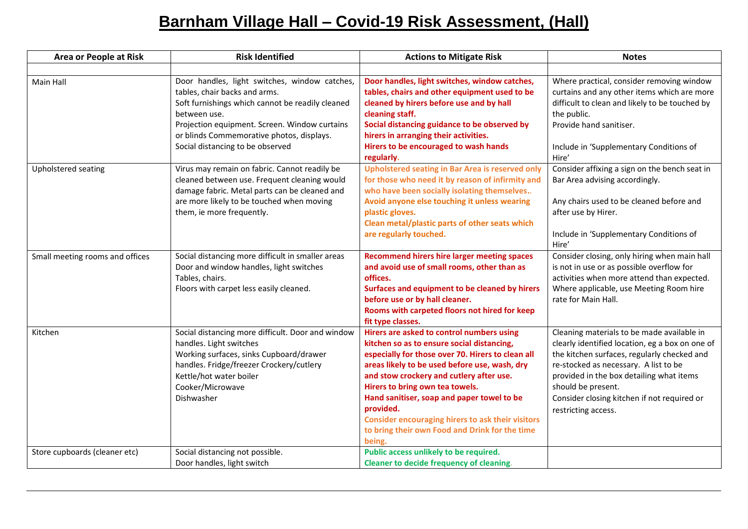# Barnham Village Hall – Covid-19 Risk Assessment, (Hall)

| Area or People at Risk | Risk Identified | Actions to Mitigate Risk | Notes |
|---|---|---|---|
| | | | |
| Main Hall | Door handles, light switches, window catches, tables, chair backs and arms.<br>Soft furnishings which cannot be readily cleaned between use.<br>Projection equipment. Screen. Window curtains or blinds Commemorative photos, displays.<br>Social distancing to be observed | **Door handles, light switches, window catches, tables, chairs and other equipment used to be cleaned by hirers before use and by hall cleaning staff.**<br>**Social distancing guidance to be observed by hirers in arranging their activities.**<br>**Hirers to be encouraged to wash hands regularly.** | Where practical, consider removing window curtains and any other items which are more difficult to clean and likely to be touched by the public.<br>Provide hand sanitiser.<br><br>Include in 'Supplementary Conditions of Hire' |
| Upholstered seating | Virus may remain on fabric. Cannot readily be cleaned between use. Frequent cleaning would damage fabric. Metal parts can be cleaned and are more likely to be touched when moving them, ie more frequently. | **Upholstered seating in Bar Area is reserved only for those who need it by reason of infirmity and who have been socially isolating themselves..**<br>**Avoid anyone else touching it unless wearing plastic gloves.**<br>**Clean metal/plastic parts of other seats which are regularly touched.** | Consider affixing a sign on the bench seat in Bar Area advising accordingly.<br><br>Any chairs used to be cleaned before and after use by Hirer.<br><br>Include in 'Supplementary Conditions of Hire' |
| Small meeting rooms and offices | Social distancing more difficult in smaller areas<br>Door and window handles, light switches<br>Tables, chairs.<br>Floors with carpet less easily cleaned. | **Recommend hirers hire larger meeting spaces and avoid use of small rooms, other than as offices.**<br>**Surfaces and equipment to be cleaned by hirers before use or by hall cleaner.**<br>**Rooms with carpeted floors not hired for keep fit type classes.** | Consider closing, only hiring when main hall is not in use or as possible overflow for activities when more attend than expected.<br>Where applicable, use Meeting Room hire rate for Main Hall. |
| Kitchen | Social distancing more difficult. Door and window handles. Light switches<br>Working surfaces, sinks Cupboard/drawer handles. Fridge/freezer Crockery/cutlery<br>Kettle/hot water boiler<br>Cooker/Microwave<br>Dishwasher | **Hirers are asked to control numbers using kitchen so as to ensure social distancing, especially for those over 70. Hirers to clean all areas likely to be used before use, wash, dry and stow crockery and cutlery after use.**<br>**Hirers to bring own tea towels.**<br>**Hand sanitiser, soap and paper towel to be provided.**<br>**Consider encouraging hirers to ask their visitors to bring their own Food and Drink for the time being.** | Cleaning materials to be made available in clearly identified location, eg a box on one of the kitchen surfaces, regularly checked and re-stocked as necessary. A list to be provided in the box detailing what items should be present.<br>Consider closing kitchen if not required or restricting access. |
| Store cupboards (cleaner etc) | Social distancing not possible.<br>Door handles, light switch | **Public access unlikely to be required.**<br>**Cleaner to decide frequency of cleaning.** | |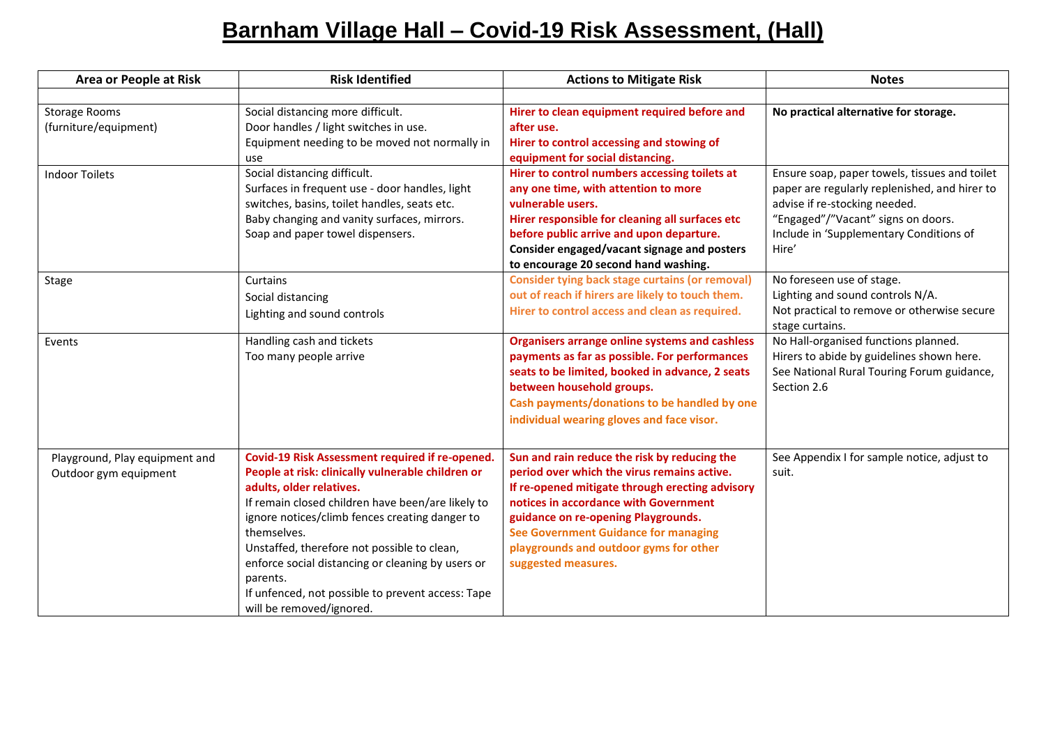# Barnham Village Hall – Covid-19 Risk Assessment, (Hall)

| Area or People at Risk | Risk Identified | Actions to Mitigate Risk | Notes |
|---|---|---|---|
| | | | |
| Storage Rooms (furniture/equipment) | Social distancing more difficult.<br>Door handles / light switches in use.<br>Equipment needing to be moved not normally in use | **Hirer to clean equipment required before and after use.**<br>**Hirer to control accessing and stowing of equipment for social distancing.** | **No practical alternative for storage.** |
| Indoor Toilets | Social distancing difficult.<br>Surfaces in frequent use - door handles, light switches, basins, toilet handles, seats etc.<br>Baby changing and vanity surfaces, mirrors.<br>Soap and paper towel dispensers. | **Hirer to control numbers accessing toilets at any one time, with attention to more vulnerable users.**<br>**Hirer responsible for cleaning all surfaces etc before public arrive and upon departure.**<br>**Consider engaged/vacant signage and posters to encourage 20 second hand washing.** | Ensure soap, paper towels, tissues and toilet paper are regularly replenished, and hirer to advise if re-stocking needed.<br>"Engaged"/"Vacant" signs on doors.<br>Include in 'Supplementary Conditions of Hire' |
| Stage | Curtains<br>Social distancing<br>Lighting and sound controls | **Consider tying back stage curtains (or removal) out of reach if hirers are likely to touch them.**<br>**Hirer to control access and clean as required.** | No foreseen use of stage.<br>Lighting and sound controls N/A.<br>Not practical to remove or otherwise secure stage curtains. |
| Events | Handling cash and tickets<br>Too many people arrive | **Organisers arrange online systems and cashless payments as far as possible. For performances seats to be limited, booked in advance, 2 seats between household groups.**<br>**Cash payments/donations to be handled by one individual wearing gloves and face visor.** | No Hall-organised functions planned.<br>Hirers to abide by guidelines shown here.<br>See National Rural Touring Forum guidance, Section 2.6 |
| Playground, Play equipment and Outdoor gym equipment | **Covid-19 Risk Assessment required if re-opened.**<br>**People at risk: clinically vulnerable children or adults, older relatives.**<br>If remain closed children have been/are likely to ignore notices/climb fences creating danger to themselves.<br>Unstaffed, therefore not possible to clean, enforce social distancing or cleaning by users or parents.<br>If unfenced, not possible to prevent access: Tape will be removed/ignored. | **Sun and rain reduce the risk by reducing the period over which the virus remains active.**<br>**If re-opened mitigate through erecting advisory notices in accordance with Government guidance on re-opening Playgrounds.**<br>**See Government Guidance for managing playgrounds and outdoor gyms for other suggested measures.** | See Appendix I for sample notice, adjust to suit. |